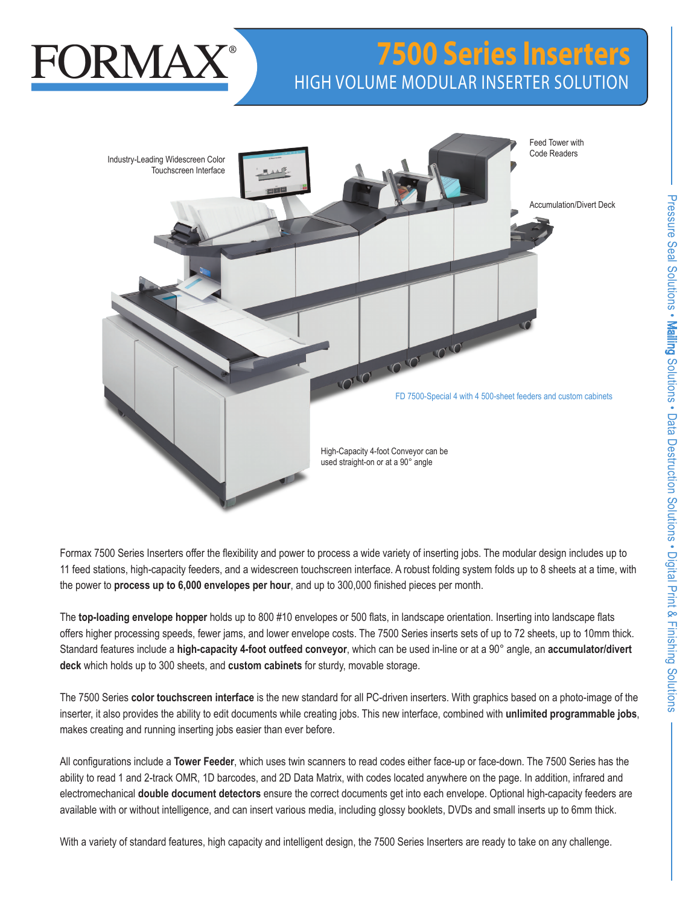FORMAX®

# 7500 Series Inserters

## HIGH VOLUME MODULAR INSERTER SOLUTION

Industry-Leading Widescreen Color Touchscreen Interface

Feed Tower with Code Readers

Accumulation/Divert Deck

FD 7500-Special 4 with 4 500-sheet feeders and custom cabinets

High-Capacity 4-foot Conveyor can be used straight-on or at a 90° angle

Formax 7500 Series Inserters offer the flexibility and power to process a wide variety of inserting jobs. The modular design includes up to 11 feed stations, high-capacity feeders, and a widescreen touchscreen interface. A robust folding system folds up to 8 sheets at a time, with the power to **process up to 6,000 envelopes per hour**, and up to 300,000 finished pieces per month.

The **top-loading envelope hopper** holds up to 800 #10 envelopes or 500 flats, in landscape orientation. Inserting into landscape flats offers higher processing speeds, fewer jams, and lower envelope costs. The 7500 Series inserts sets of up to 72 sheets, up to 10mm thick. Standard features include a **high-capacity 4-foot outfeed conveyor**, which can be used in-line or at a 90° angle, an **accumulator/divert deck** which holds up to 300 sheets, and **custom cabinets** for sturdy, movable storage.

The 7500 Series **color touchscreen interface** is the new standard for all PC-driven inserters. With graphics based on a photo-image of the inserter, it also provides the ability to edit documents while creating jobs. This new interface, combined with **unlimited programmable jobs**, makes creating and running inserting jobs easier than ever before.

All configurations include a **Tower Feeder**, which uses twin scanners to read codes either face-up or face-down. The 7500 Series has the ability to read 1 and 2-track OMR, 1D barcodes, and 2D Data Matrix, with codes located anywhere on the page. In addition, infrared and electromechanical **double document detectors** ensure the correct documents get into each envelope. Optional high-capacity feeders are available with or without intelligence, and can insert various media, including glossy booklets, DVDs and small inserts up to 6mm thick.

With a variety of standard features, high capacity and intelligent design, the 7500 Series Inserters are ready to take on any challenge.

Pressure Seal Solutions • **Mailing** Solutions • Data Destruction Solutions • Digital Print & Finishing Solutions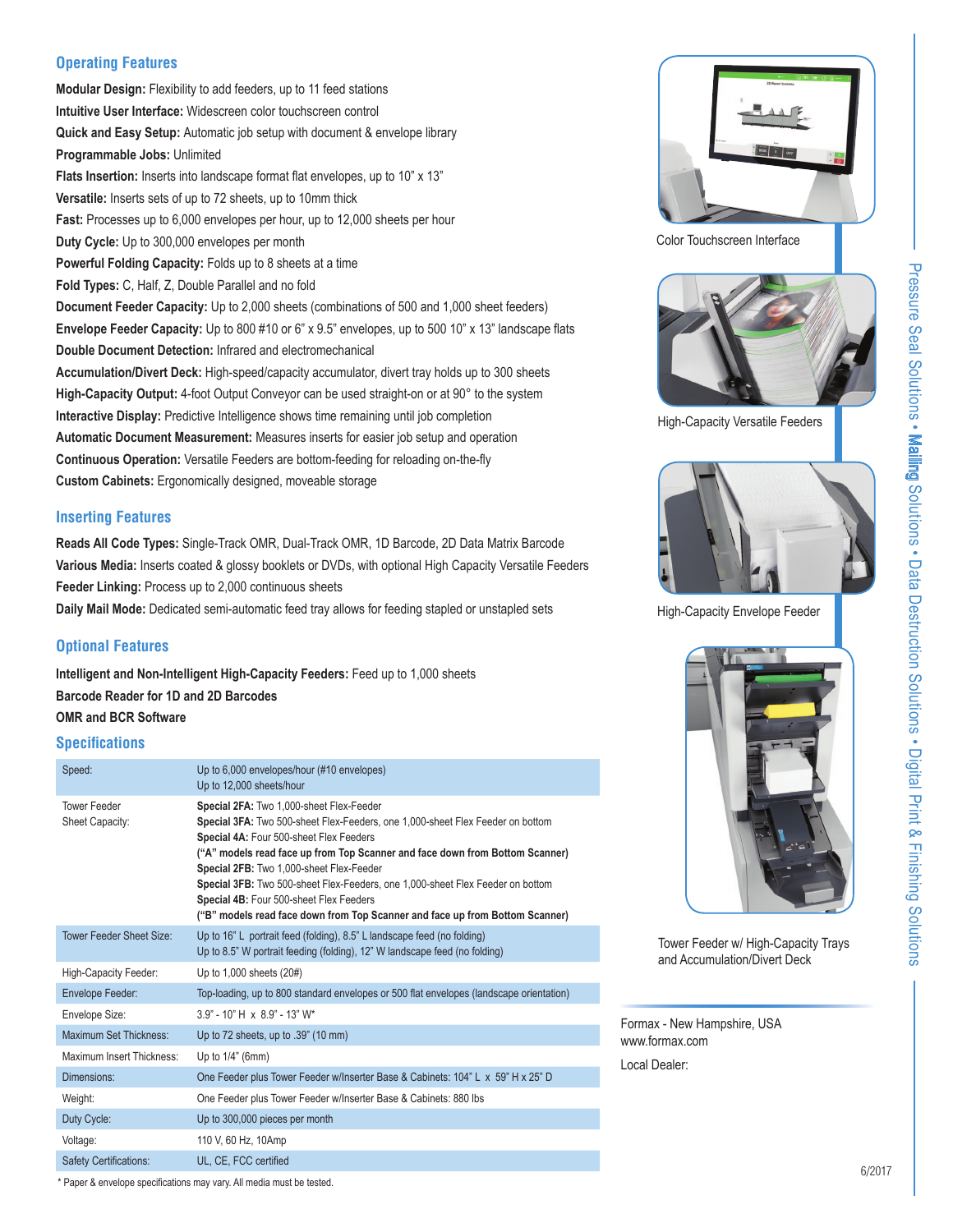## Operating Features

**Modular Design:** Flexibility to add feeders, up to 11 feed stations
**Intuitive User Interface:** Widescreen color touchscreen control
**Quick and Easy Setup:** Automatic job setup with document & envelope library
**Programmable Jobs:** Unlimited
**Flats Insertion:** Inserts into landscape format flat envelopes, up to 10" x 13"
**Versatile:** Inserts sets of up to 72 sheets, up to 10mm thick
**Fast:** Processes up to 6,000 envelopes per hour, up to 12,000 sheets per hour
**Duty Cycle:** Up to 300,000 envelopes per month
**Powerful Folding Capacity:** Folds up to 8 sheets at a time
**Fold Types:** C, Half, Z, Double Parallel and no fold
**Document Feeder Capacity:** Up to 2,000 sheets (combinations of 500 and 1,000 sheet feeders)
**Envelope Feeder Capacity:** Up to 800 #10 or 6" x 9.5" envelopes, up to 500 10" x 13" landscape flats
**Double Document Detection:** Infrared and electromechanical
**Accumulation/Divert Deck:** High-speed/capacity accumulator, divert tray holds up to 300 sheets
**High-Capacity Output:** 4-foot Output Conveyor can be used straight-on or at 90° to the system
**Interactive Display:** Predictive Intelligence shows time remaining until job completion
**Automatic Document Measurement:** Measures inserts for easier job setup and operation
**Continuous Operation:** Versatile Feeders are bottom-feeding for reloading on-the-fly
**Custom Cabinets:** Ergonomically designed, moveable storage

## Inserting Features

**Reads All Code Types:** Single-Track OMR, Dual-Track OMR, 1D Barcode, 2D Data Matrix Barcode
**Various Media:** Inserts coated & glossy booklets or DVDs, with optional High Capacity Versatile Feeders
**Feeder Linking:** Process up to 2,000 continuous sheets
**Daily Mail Mode:** Dedicated semi-automatic feed tray allows for feeding stapled or unstapled sets

## Optional Features

**Intelligent and Non-Intelligent High-Capacity Feeders:** Feed up to 1,000 sheets
**Barcode Reader for 1D and 2D Barcodes**
**OMR and BCR Software**

## Specifications

| | |
|---|---|
| Speed: | Up to 6,000 envelopes/hour (#10 envelopes)<br>Up to 12,000 sheets/hour |
| Tower Feeder Sheet Capacity: | **Special 2FA:** Two 1,000-sheet Flex-Feeder<br>**Special 3FA:** Two 500-sheet Flex-Feeders, one 1,000-sheet Flex Feeder on bottom<br>**Special 4A:** Four 500-sheet Flex Feeders<br>**("A" models read face up from Top Scanner and face down from Bottom Scanner)**<br>**Special 2FB:** Two 1,000-sheet Flex-Feeder<br>**Special 3FB:** Two 500-sheet Flex-Feeders, one 1,000-sheet Flex Feeder on bottom<br>**Special 4B:** Four 500-sheet Flex Feeders<br>**("B" models read face down from Top Scanner and face up from Bottom Scanner)** |
| Tower Feeder Sheet Size: | Up to 16" L portrait feed (folding), 8.5" L landscape feed (no folding)<br>Up to 8.5" W portrait feeding (folding), 12" W landscape feed (no folding) |
| High-Capacity Feeder: | Up to 1,000 sheets (20#) |
| Envelope Feeder: | Top-loading, up to 800 standard envelopes or 500 flat envelopes (landscape orientation) |
| Envelope Size: | 3.9" - 10" H x 8.9" - 13" W* |
| Maximum Set Thickness: | Up to 72 sheets, up to .39" (10 mm) |
| Maximum Insert Thickness: | Up to 1/4" (6mm) |
| Dimensions: | One Feeder plus Tower Feeder w/Inserter Base & Cabinets: 104" L x 59" H x 25" D |
| Weight: | One Feeder plus Tower Feeder w/Inserter Base & Cabinets: 880 lbs |
| Duty Cycle: | Up to 300,000 pieces per month |
| Voltage: | 110 V, 60 Hz, 10Amp |
| Safety Certifications: | UL, CE, FCC certified |

\* Paper & envelope specifications may vary. All media must be tested.

Color Touchscreen Interface

High-Capacity Versatile Feeders

High-Capacity Envelope Feeder

Tower Feeder w/ High-Capacity Trays and Accumulation/Divert Deck

Pressure Seal Solutions • **Mailing** Solutions • Data Destruction Solutions • Digital Print & Finishing Solutions

Formax - New Hampshire, USA
www.formax.com

Local Dealer:

6/2017